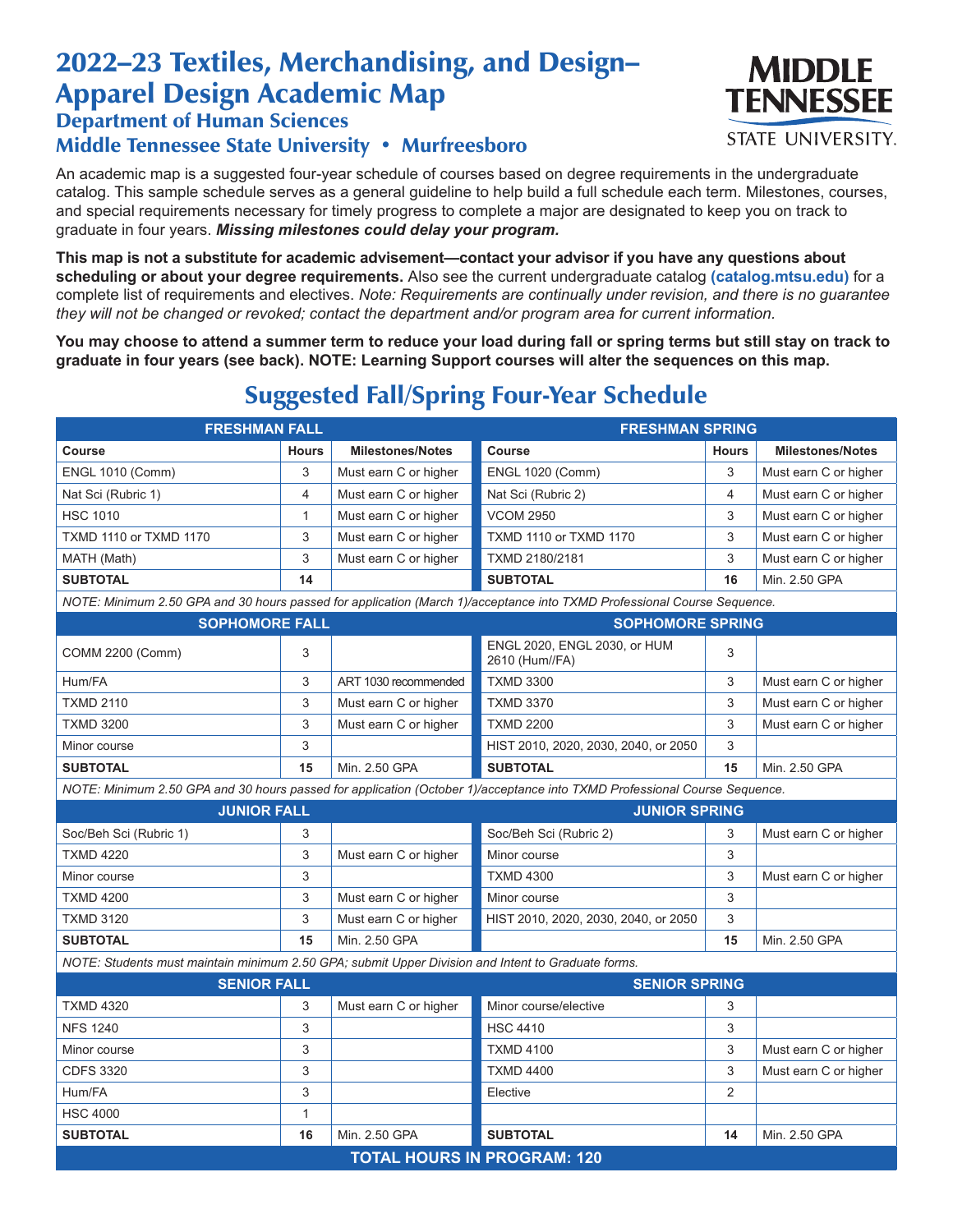# 2022–23 Textiles, Merchandising, and Design–Apparel Design Academic Map

## Department of Human Sciences

## Middle Tennessee State University • Murfreesboro

An academic map is a suggested four-year schedule of courses based on degree requirements in the undergraduate catalog. This sample schedule serves as a general guideline to help build a full schedule each term. Milestones, courses, and special requirements necessary for timely progress to complete a major are designated to keep you on track to graduate in four years. ***Missing milestones could delay your program.***

**This map is not a substitute for academic advisement—contact your advisor if you have any questions about scheduling or about your degree requirements.** Also see the current undergraduate catalog **(catalog.mtsu.edu)** for a complete list of requirements and electives. *Note: Requirements are continually under revision, and there is no guarantee they will not be changed or revoked; contact the department and/or program area for current information.*

**You may choose to attend a summer term to reduce your load during fall or spring terms but still stay on track to graduate in four years (see back). NOTE: Learning Support courses will alter the sequences on this map.**

## Suggested Fall/Spring Four-Year Schedule

| FRESHMAN FALL | | | FRESHMAN SPRING | | |
|---|---|---|---|---|---|
| **Course** | **Hours** | **Milestones/Notes** | **Course** | **Hours** | **Milestones/Notes** |
| ENGL 1010 (Comm) | 3 | Must earn C or higher | ENGL 1020 (Comm) | 3 | Must earn C or higher |
| Nat Sci (Rubric 1) | 4 | Must earn C or higher | Nat Sci (Rubric 2) | 4 | Must earn C or higher |
| HSC 1010 | 1 | Must earn C or higher | VCOM 2950 | 3 | Must earn C or higher |
| TXMD 1110 or TXMD 1170 | 3 | Must earn C or higher | TXMD 1110 or TXMD 1170 | 3 | Must earn C or higher |
| MATH (Math) | 3 | Must earn C or higher | TXMD 2180/2181 | 3 | Must earn C or higher |
| **SUBTOTAL** | **14** | | **SUBTOTAL** | **16** | Min. 2.50 GPA |
| *NOTE: Minimum 2.50 GPA and 30 hours passed for application (March 1)/acceptance into TXMD Professional Course Sequence.* | | | | | |
| **SOPHOMORE FALL** | | | **SOPHOMORE SPRING** | | |
| COMM 2200 (Comm) | 3 | | ENGL 2020, ENGL 2030, or HUM 2610 (Hum//FA) | 3 | |
| Hum/FA | 3 | ART 1030 recommended | TXMD 3300 | 3 | Must earn C or higher |
| TXMD 2110 | 3 | Must earn C or higher | TXMD 3370 | 3 | Must earn C or higher |
| TXMD 3200 | 3 | Must earn C or higher | TXMD 2200 | 3 | Must earn C or higher |
| Minor course | 3 | | HIST 2010, 2020, 2030, 2040, or 2050 | 3 | |
| **SUBTOTAL** | **15** | Min. 2.50 GPA | **SUBTOTAL** | **15** | Min. 2.50 GPA |
| *NOTE: Minimum 2.50 GPA and 30 hours passed for application (October 1)/acceptance into TXMD Professional Course Sequence.* | | | | | |
| **JUNIOR FALL** | | | **JUNIOR SPRING** | | |
| Soc/Beh Sci (Rubric 1) | 3 | | Soc/Beh Sci (Rubric 2) | 3 | Must earn C or higher |
| TXMD 4220 | 3 | Must earn C or higher | Minor course | 3 | |
| Minor course | 3 | | TXMD 4300 | 3 | Must earn C or higher |
| TXMD 4200 | 3 | Must earn C or higher | Minor course | 3 | |
| TXMD 3120 | 3 | Must earn C or higher | HIST 2010, 2020, 2030, 2040, or 2050 | 3 | |
| **SUBTOTAL** | **15** | Min. 2.50 GPA | | **15** | Min. 2.50 GPA |
| *NOTE: Students must maintain minimum 2.50 GPA; submit Upper Division and Intent to Graduate forms.* | | | | | |
| **SENIOR FALL** | | | **SENIOR SPRING** | | |
| TXMD 4320 | 3 | Must earn C or higher | Minor course/elective | 3 | |
| NFS 1240 | 3 | | HSC 4410 | 3 | |
| Minor course | 3 | | TXMD 4100 | 3 | Must earn C or higher |
| CDFS 3320 | 3 | | TXMD 4400 | 3 | Must earn C or higher |
| Hum/FA | 3 | | Elective | 2 | |
| HSC 4000 | 1 | | | | |
| **SUBTOTAL** | **16** | Min. 2.50 GPA | **SUBTOTAL** | **14** | Min. 2.50 GPA |
| **TOTAL HOURS IN PROGRAM: 120** | | | | | |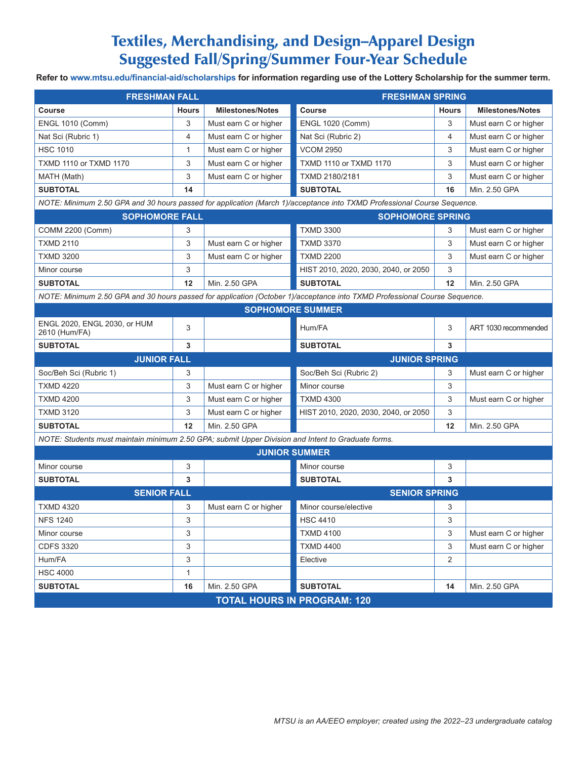# Textiles, Merchandising, and Design–Apparel Design
# Suggested Fall/Spring/Summer Four-Year Schedule

**Refer to www.mtsu.edu/financial-aid/scholarships for information regarding use of the Lottery Scholarship for the summer term.**

| FRESHMAN FALL | | | FRESHMAN SPRING | | |
|---|---|---|---|---|---|
| **Course** | **Hours** | **Milestones/Notes** | **Course** | **Hours** | **Milestones/Notes** |
| ENGL 1010 (Comm) | 3 | Must earn C or higher | ENGL 1020 (Comm) | 3 | Must earn C or higher |
| Nat Sci (Rubric 1) | 4 | Must earn C or higher | Nat Sci (Rubric 2) | 4 | Must earn C or higher |
| HSC 1010 | 1 | Must earn C or higher | VCOM 2950 | 3 | Must earn C or higher |
| TXMD 1110 or TXMD 1170 | 3 | Must earn C or higher | TXMD 1110 or TXMD 1170 | 3 | Must earn C or higher |
| MATH (Math) | 3 | Must earn C or higher | TXMD 2180/2181 | 3 | Must earn C or higher |
| **SUBTOTAL** | **14** | | **SUBTOTAL** | **16** | Min. 2.50 GPA |
| *NOTE: Minimum 2.50 GPA and 30 hours passed for application (March 1)/acceptance into TXMD Professional Course Sequence.* | | | | | |
| **SOPHOMORE FALL** | | | **SOPHOMORE SPRING** | | |
| COMM 2200 (Comm) | 3 | | TXMD 3300 | 3 | Must earn C or higher |
| TXMD 2110 | 3 | Must earn C or higher | TXMD 3370 | 3 | Must earn C or higher |
| TXMD 3200 | 3 | Must earn C or higher | TXMD 2200 | 3 | Must earn C or higher |
| Minor course | 3 | | HIST 2010, 2020, 2030, 2040, or 2050 | 3 | |
| **SUBTOTAL** | **12** | Min. 2.50 GPA | **SUBTOTAL** | **12** | Min. 2.50 GPA |
| *NOTE: Minimum 2.50 GPA and 30 hours passed for application (October 1)/acceptance into TXMD Professional Course Sequence.* | | | | | |
| **SOPHOMORE SUMMER** | | | | | |
| ENGL 2020, ENGL 2030, or HUM 2610 (Hum/FA) | 3 | | Hum/FA | 3 | ART 1030 recommended |
| **SUBTOTAL** | **3** | | **SUBTOTAL** | **3** | |
| **JUNIOR FALL** | | | **JUNIOR SPRING** | | |
| Soc/Beh Sci (Rubric 1) | 3 | | Soc/Beh Sci (Rubric 2) | 3 | Must earn C or higher |
| TXMD 4220 | 3 | Must earn C or higher | Minor course | 3 | |
| TXMD 4200 | 3 | Must earn C or higher | TXMD 4300 | 3 | Must earn C or higher |
| TXMD 3120 | 3 | Must earn C or higher | HIST 2010, 2020, 2030, 2040, or 2050 | 3 | |
| **SUBTOTAL** | **12** | Min. 2.50 GPA | | **12** | Min. 2.50 GPA |
| *NOTE: Students must maintain minimum 2.50 GPA; submit Upper Division and Intent to Graduate forms.* | | | | | |
| **JUNIOR SUMMER** | | | | | |
| Minor course | 3 | | Minor course | 3 | |
| **SUBTOTAL** | **3** | | **SUBTOTAL** | **3** | |
| **SENIOR FALL** | | | **SENIOR SPRING** | | |
| TXMD 4320 | 3 | Must earn C or higher | Minor course/elective | 3 | |
| NFS 1240 | 3 | | HSC 4410 | 3 | |
| Minor course | 3 | | TXMD 4100 | 3 | Must earn C or higher |
| CDFS 3320 | 3 | | TXMD 4400 | 3 | Must earn C or higher |
| Hum/FA | 3 | | Elective | 2 | |
| HSC 4000 | 1 | | | | |
| **SUBTOTAL** | **16** | Min. 2.50 GPA | **SUBTOTAL** | **14** | Min. 2.50 GPA |
| **TOTAL HOURS IN PROGRAM: 120** | | | | | |

*MTSU is an AA/EEO employer; created using the 2022–23 undergraduate catalog*